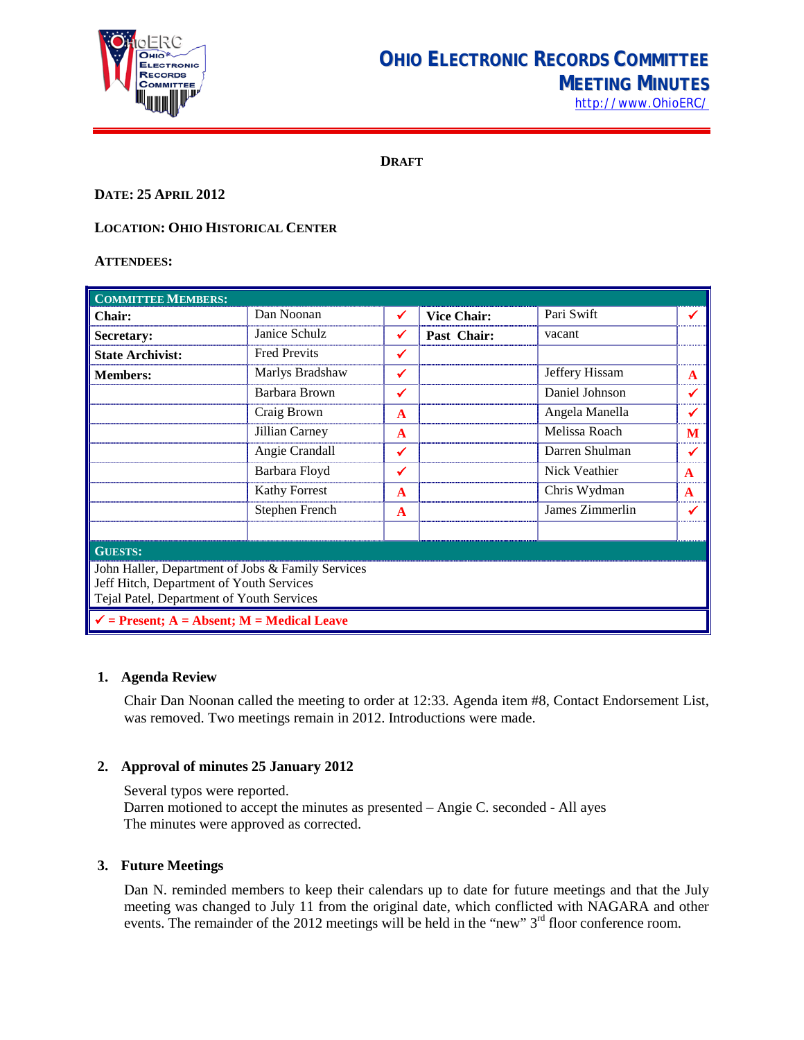# Ohio Electronic Records Committee Meeting Minutes

http://www.OhioERC/

**DRAFT**

**DATE: 25 APRIL 2012**

**LOCATION: OHIO HISTORICAL CENTER**

**ATTENDEES:**

| COMMITTEE MEMBERS: | | | | | |
|---|---|---|---|---|---|
| **Chair:** | Dan Noonan | ✓ | **Vice Chair:** | Pari Swift | ✓ |
| **Secretary:** | Janice Schulz | ✓ | **Past Chair:** | vacant | |
| **State Archivist:** | Fred Previts | ✓ | | | |
| **Members:** | Marlys Bradshaw | ✓ | | Jeffery Hissam | A |
| | Barbara Brown | ✓ | | Daniel Johnson | ✓ |
| | Craig Brown | A | | Angela Manella | ✓ |
| | Jillian Carney | A | | Melissa Roach | M |
| | Angie Crandall | ✓ | | Darren Shulman | ✓ |
| | Barbara Floyd | ✓ | | Nick Veathier | A |
| | Kathy Forrest | A | | Chris Wydman | A |
| | Stephen French | A | | James Zimmerlin | ✓ |
| | | | | | |

**GUESTS:**

John Haller, Department of Jobs & Family Services
Jeff Hitch, Department of Youth Services
Tejal Patel, Department of Youth Services

✓ = Present; A = Absent; M = Medical Leave

## 1. Agenda Review

Chair Dan Noonan called the meeting to order at 12:33. Agenda item #8, Contact Endorsement List, was removed. Two meetings remain in 2012. Introductions were made.

## 2. Approval of minutes 25 January 2012

Several typos were reported.
Darren motioned to accept the minutes as presented – Angie C. seconded - All ayes
The minutes were approved as corrected.

## 3. Future Meetings

Dan N. reminded members to keep their calendars up to date for future meetings and that the July meeting was changed to July 11 from the original date, which conflicted with NAGARA and other events. The remainder of the 2012 meetings will be held in the “new” 3rd floor conference room.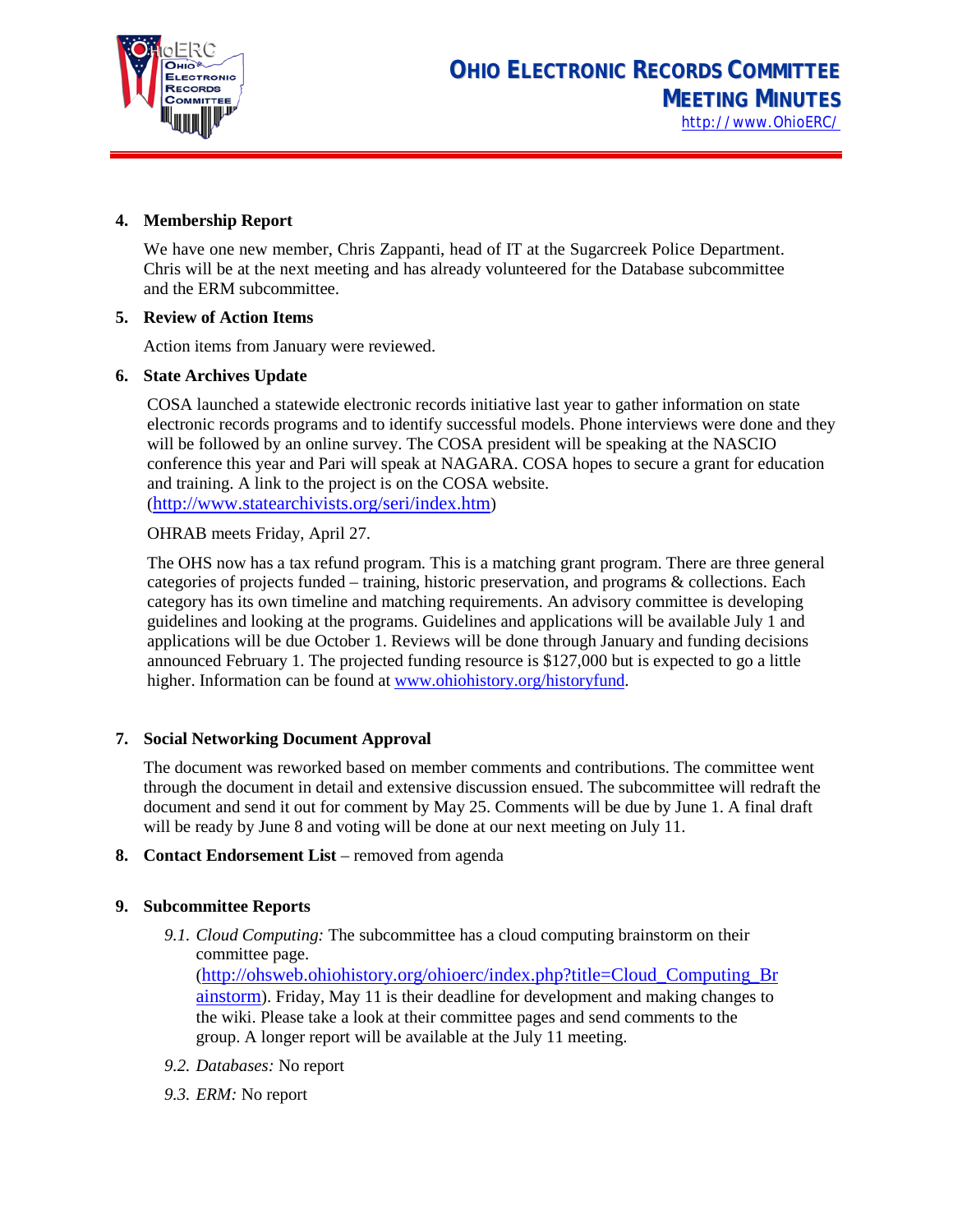## 4. Membership Report

We have one new member, Chris Zappanti, head of IT at the Sugarcreek Police Department. Chris will be at the next meeting and has already volunteered for the Database subcommittee and the ERM subcommittee.

## 5. Review of Action Items

Action items from January were reviewed.

## 6. State Archives Update

COSA launched a statewide electronic records initiative last year to gather information on state electronic records programs and to identify successful models. Phone interviews were done and they will be followed by an online survey. The COSA president will be speaking at the NASCIO conference this year and Pari will speak at NAGARA. COSA hopes to secure a grant for education and training. A link to the project is on the COSA website. (http://www.statearchivists.org/seri/index.htm)

OHRAB meets Friday, April 27.

The OHS now has a tax refund program. This is a matching grant program. There are three general categories of projects funded – training, historic preservation, and programs & collections. Each category has its own timeline and matching requirements. An advisory committee is developing guidelines and looking at the programs. Guidelines and applications will be available July 1 and applications will be due October 1. Reviews will be done through January and funding decisions announced February 1. The projected funding resource is $127,000 but is expected to go a little higher. Information can be found at www.ohiohistory.org/historyfund.

## 7. Social Networking Document Approval

The document was reworked based on member comments and contributions. The committee went through the document in detail and extensive discussion ensued. The subcommittee will redraft the document and send it out for comment by May 25. Comments will be due by June 1. A final draft will be ready by June 8 and voting will be done at our next meeting on July 11.

## 8. Contact Endorsement List – removed from agenda

## 9. Subcommittee Reports

9.1. *Cloud Computing:* The subcommittee has a cloud computing brainstorm on their committee page. (http://ohsweb.ohiohistory.org/ohioerc/index.php?title=Cloud_Computing_Brainstorm). Friday, May 11 is their deadline for development and making changes to the wiki. Please take a look at their committee pages and send comments to the group. A longer report will be available at the July 11 meeting.

9.2. *Databases:* No report

9.3. *ERM:* No report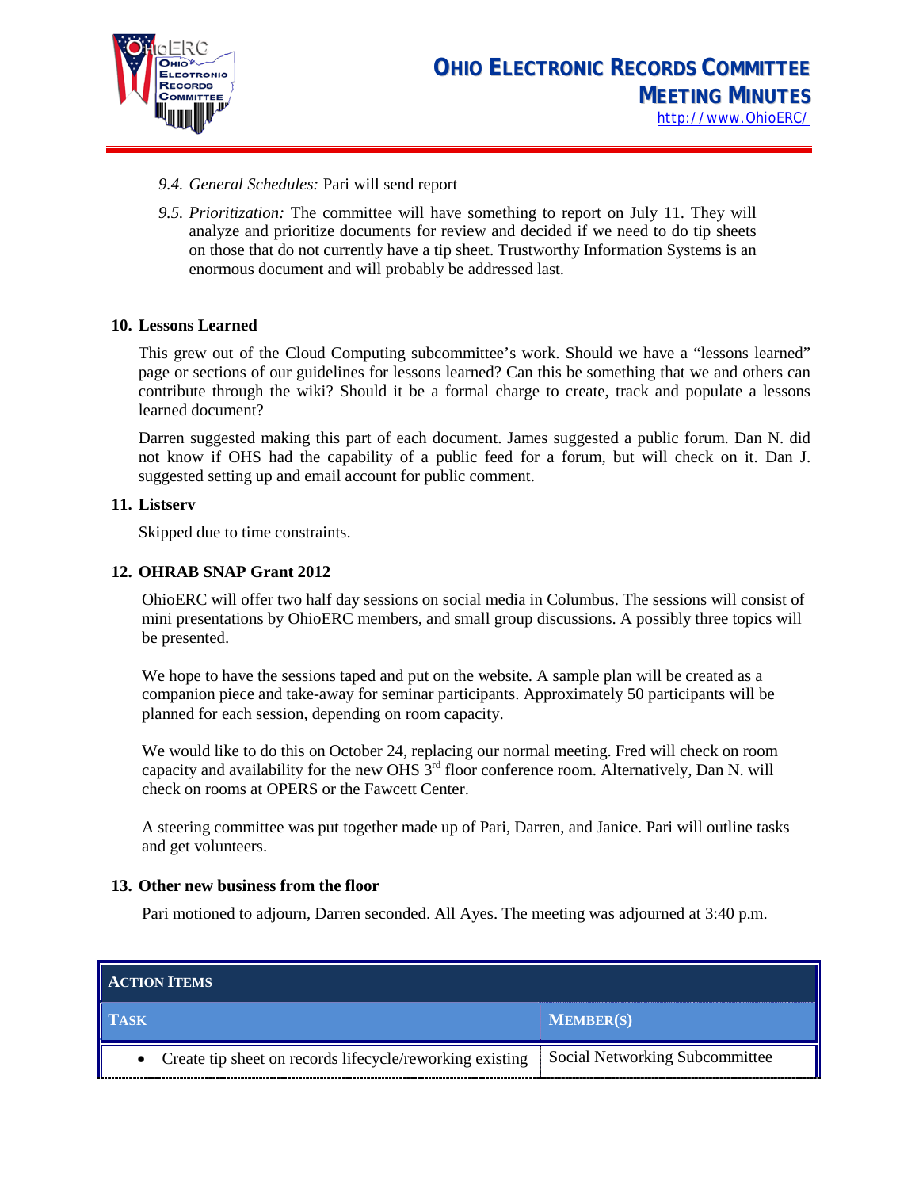*9.4. General Schedules:* Pari will send report

*9.5. Prioritization:* The committee will have something to report on July 11. They will analyze and prioritize documents for review and decided if we need to do tip sheets on those that do not currently have a tip sheet. Trustworthy Information Systems is an enormous document and will probably be addressed last.

**10. Lessons Learned**

This grew out of the Cloud Computing subcommittee's work. Should we have a "lessons learned" page or sections of our guidelines for lessons learned? Can this be something that we and others can contribute through the wiki? Should it be a formal charge to create, track and populate a lessons learned document?

Darren suggested making this part of each document. James suggested a public forum. Dan N. did not know if OHS had the capability of a public feed for a forum, but will check on it. Dan J. suggested setting up and email account for public comment.

**11. Listserv**

Skipped due to time constraints.

**12. OHRAB SNAP Grant 2012**

OhioERC will offer two half day sessions on social media in Columbus. The sessions will consist of mini presentations by OhioERC members, and small group discussions. A possibly three topics will be presented.

We hope to have the sessions taped and put on the website. A sample plan will be created as a companion piece and take-away for seminar participants. Approximately 50 participants will be planned for each session, depending on room capacity.

We would like to do this on October 24, replacing our normal meeting. Fred will check on room capacity and availability for the new OHS 3rd floor conference room. Alternatively, Dan N. will check on rooms at OPERS or the Fawcett Center.

A steering committee was put together made up of Pari, Darren, and Janice. Pari will outline tasks and get volunteers.

**13. Other new business from the floor**

Pari motioned to adjourn, Darren seconded. All Ayes. The meeting was adjourned at 3:40 p.m.

| **ACTION ITEMS** | |
|---|---|
| **TASK** | **MEMBER(S)** |
| • Create tip sheet on records lifecycle/reworking existing | Social Networking Subcommittee |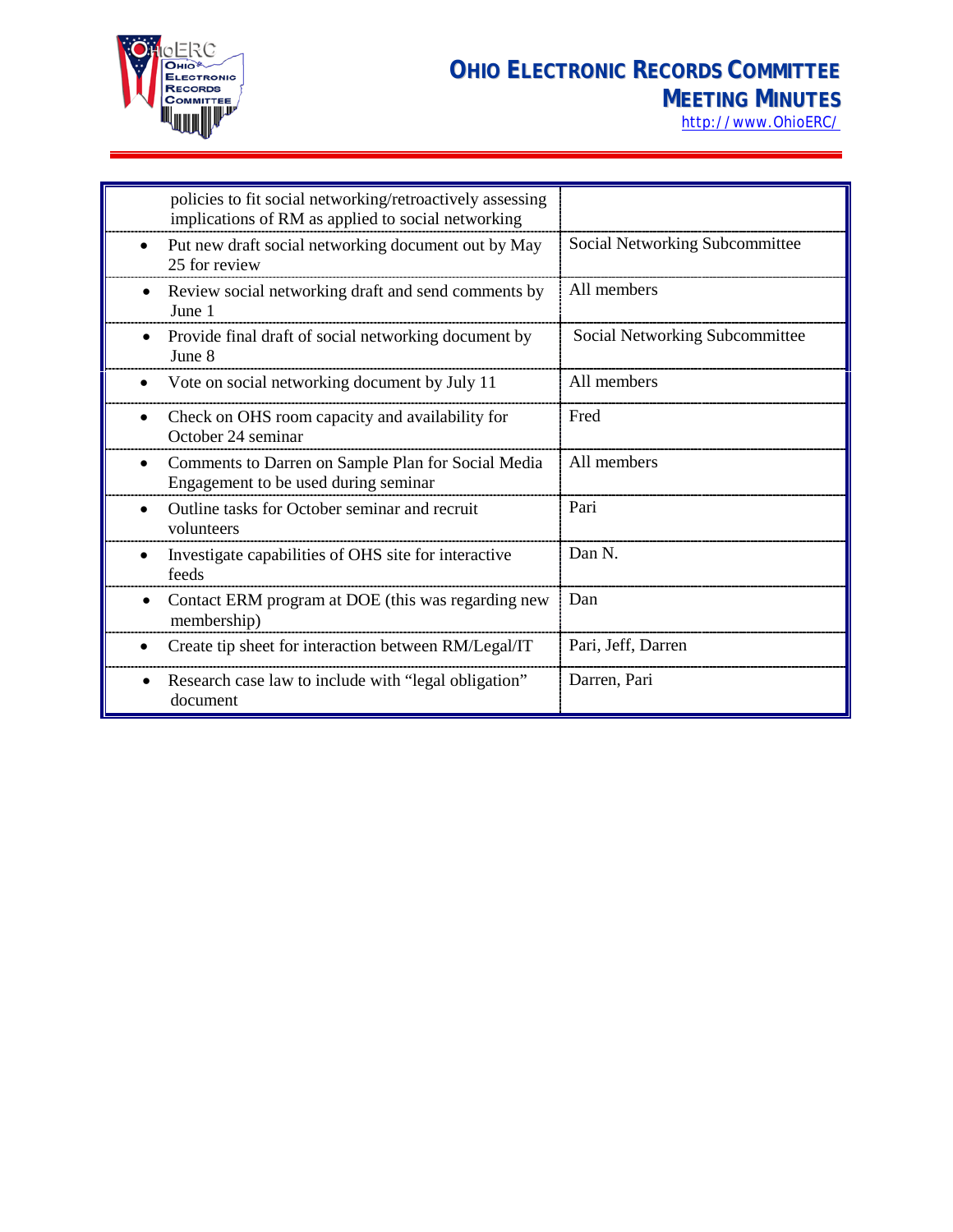| | |
|---|---|
| policies to fit social networking/retroactively assessing implications of RM as applied to social networking | |
| • Put new draft social networking document out by May 25 for review | Social Networking Subcommittee |
| • Review social networking draft and send comments by June 1 | All members |
| • Provide final draft of social networking document by June 8 | Social Networking Subcommittee |
| • Vote on social networking document by July 11 | All members |
| • Check on OHS room capacity and availability for October 24 seminar | Fred |
| • Comments to Darren on Sample Plan for Social Media Engagement to be used during seminar | All members |
| • Outline tasks for October seminar and recruit volunteers | Pari |
| • Investigate capabilities of OHS site for interactive feeds | Dan N. |
| • Contact ERM program at DOE (this was regarding new membership) | Dan |
| • Create tip sheet for interaction between RM/Legal/IT | Pari, Jeff, Darren |
| • Research case law to include with "legal obligation" document | Darren, Pari |